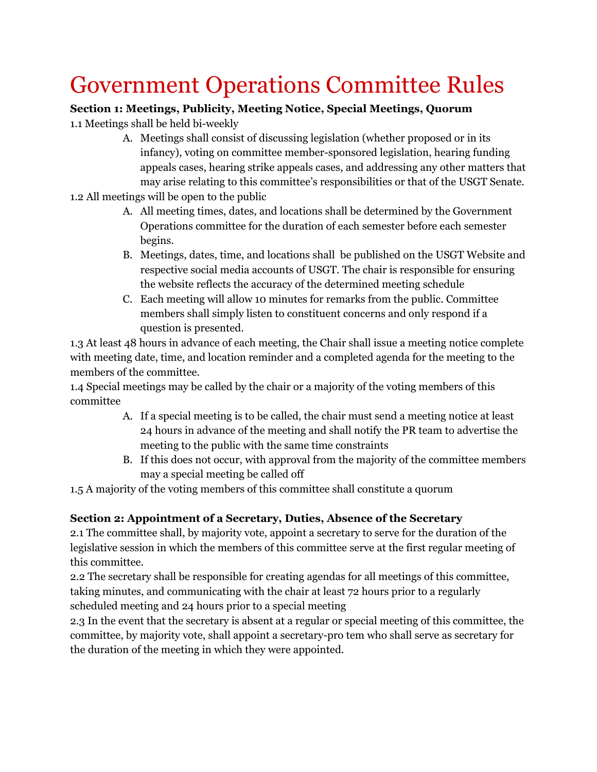# Government Operations Committee Rules

**Section 1: Meetings, Publicity, Meeting Notice, Special Meetings, Quorum**

1.1 Meetings shall be held bi-weekly

A. Meetings shall consist of discussing legislation (whether proposed or in its infancy), voting on committee member-sponsored legislation, hearing funding appeals cases, hearing strike appeals cases, and addressing any other matters that may arise relating to this committee's responsibilities or that of the USGT Senate.

1.2 All meetings will be open to the public

A. All meeting times, dates, and locations shall be determined by the Government Operations committee for the duration of each semester before each semester begins.
B. Meetings, dates, time, and locations shall be published on the USGT Website and respective social media accounts of USGT. The chair is responsible for ensuring the website reflects the accuracy of the determined meeting schedule
C. Each meeting will allow 10 minutes for remarks from the public. Committee members shall simply listen to constituent concerns and only respond if a question is presented.

1.3 At least 48 hours in advance of each meeting, the Chair shall issue a meeting notice complete with meeting date, time, and location reminder and a completed agenda for the meeting to the members of the committee.

1.4 Special meetings may be called by the chair or a majority of the voting members of this committee

A. If a special meeting is to be called, the chair must send a meeting notice at least 24 hours in advance of the meeting and shall notify the PR team to advertise the meeting to the public with the same time constraints
B. If this does not occur, with approval from the majority of the committee members may a special meeting be called off

1.5 A majority of the voting members of this committee shall constitute a quorum

**Section 2: Appointment of a Secretary, Duties, Absence of the Secretary**

2.1 The committee shall, by majority vote, appoint a secretary to serve for the duration of the legislative session in which the members of this committee serve at the first regular meeting of this committee.

2.2 The secretary shall be responsible for creating agendas for all meetings of this committee, taking minutes, and communicating with the chair at least 72 hours prior to a regularly scheduled meeting and 24 hours prior to a special meeting

2.3 In the event that the secretary is absent at a regular or special meeting of this committee, the committee, by majority vote, shall appoint a secretary-pro tem who shall serve as secretary for the duration of the meeting in which they were appointed.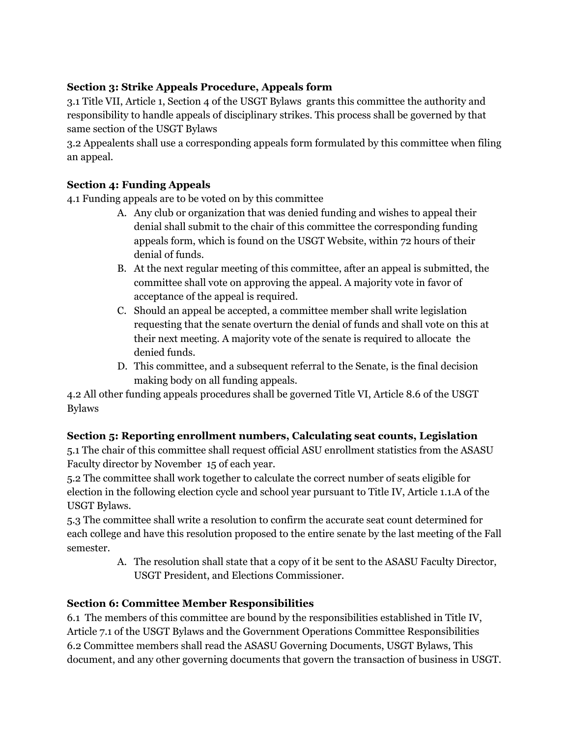**Section 3: Strike Appeals Procedure, Appeals form**

3.1 Title VII, Article 1, Section 4 of the USGT Bylaws grants this committee the authority and responsibility to handle appeals of disciplinary strikes. This process shall be governed by that same section of the USGT Bylaws

3.2 Appealents shall use a corresponding appeals form formulated by this committee when filing an appeal.

**Section 4: Funding Appeals**

4.1 Funding appeals are to be voted on by this committee

A. Any club or organization that was denied funding and wishes to appeal their denial shall submit to the chair of this committee the corresponding funding appeals form, which is found on the USGT Website, within 72 hours of their denial of funds.
B. At the next regular meeting of this committee, after an appeal is submitted, the committee shall vote on approving the appeal. A majority vote in favor of acceptance of the appeal is required.
C. Should an appeal be accepted, a committee member shall write legislation requesting that the senate overturn the denial of funds and shall vote on this at their next meeting. A majority vote of the senate is required to allocate the denied funds.
D. This committee, and a subsequent referral to the Senate, is the final decision making body on all funding appeals.

4.2 All other funding appeals procedures shall be governed Title VI, Article 8.6 of the USGT Bylaws

**Section 5: Reporting enrollment numbers, Calculating seat counts, Legislation**

5.1 The chair of this committee shall request official ASU enrollment statistics from the ASASU Faculty director by November 15 of each year.

5.2 The committee shall work together to calculate the correct number of seats eligible for election in the following election cycle and school year pursuant to Title IV, Article 1.1.A of the USGT Bylaws.

5.3 The committee shall write a resolution to confirm the accurate seat count determined for each college and have this resolution proposed to the entire senate by the last meeting of the Fall semester.

A. The resolution shall state that a copy of it be sent to the ASASU Faculty Director, USGT President, and Elections Commissioner.

**Section 6: Committee Member Responsibilities**

6.1 The members of this committee are bound by the responsibilities established in Title IV, Article 7.1 of the USGT Bylaws and the Government Operations Committee Responsibilities

6.2 Committee members shall read the ASASU Governing Documents, USGT Bylaws, This document, and any other governing documents that govern the transaction of business in USGT.